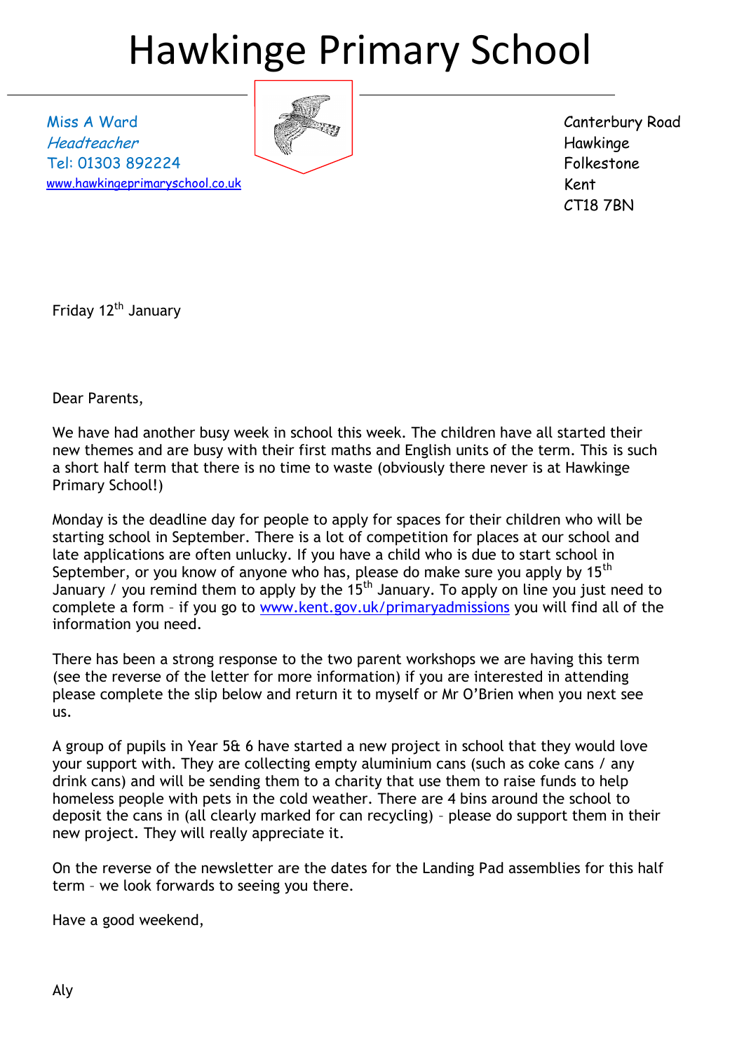# Hawkinge Primary School

Miss A Ward
*Headteacher*
Tel: 01303 892224
[www.hawkingeprimaryschool.co.uk](http://www.hawkingeprimaryschool.co.uk)

Canterbury Road
Hawkinge
Folkestone
Kent
CT18 7BN

Friday 12th January

Dear Parents,

We have had another busy week in school this week. The children have all started their new themes and are busy with their first maths and English units of the term. This is such a short half term that there is no time to waste (obviously there never is at Hawkinge Primary School!)

Monday is the deadline day for people to apply for spaces for their children who will be starting school in September. There is a lot of competition for places at our school and late applications are often unlucky. If you have a child who is due to start school in September, or you know of anyone who has, please do make sure you apply by 15th January / you remind them to apply by the 15th January. To apply on line you just need to complete a form – if you go to [www.kent.gov.uk/primaryadmissions](http://www.kent.gov.uk/primaryadmissions) you will find all of the information you need.

There has been a strong response to the two parent workshops we are having this term (see the reverse of the letter for more information) if you are interested in attending please complete the slip below and return it to myself or Mr O'Brien when you next see us.

A group of pupils in Year 5& 6 have started a new project in school that they would love your support with. They are collecting empty aluminium cans (such as coke cans / any drink cans) and will be sending them to a charity that use them to raise funds to help homeless people with pets in the cold weather. There are 4 bins around the school to deposit the cans in (all clearly marked for can recycling) – please do support them in their new project. They will really appreciate it.

On the reverse of the newsletter are the dates for the Landing Pad assemblies for this half term – we look forwards to seeing you there.

Have a good weekend,

Aly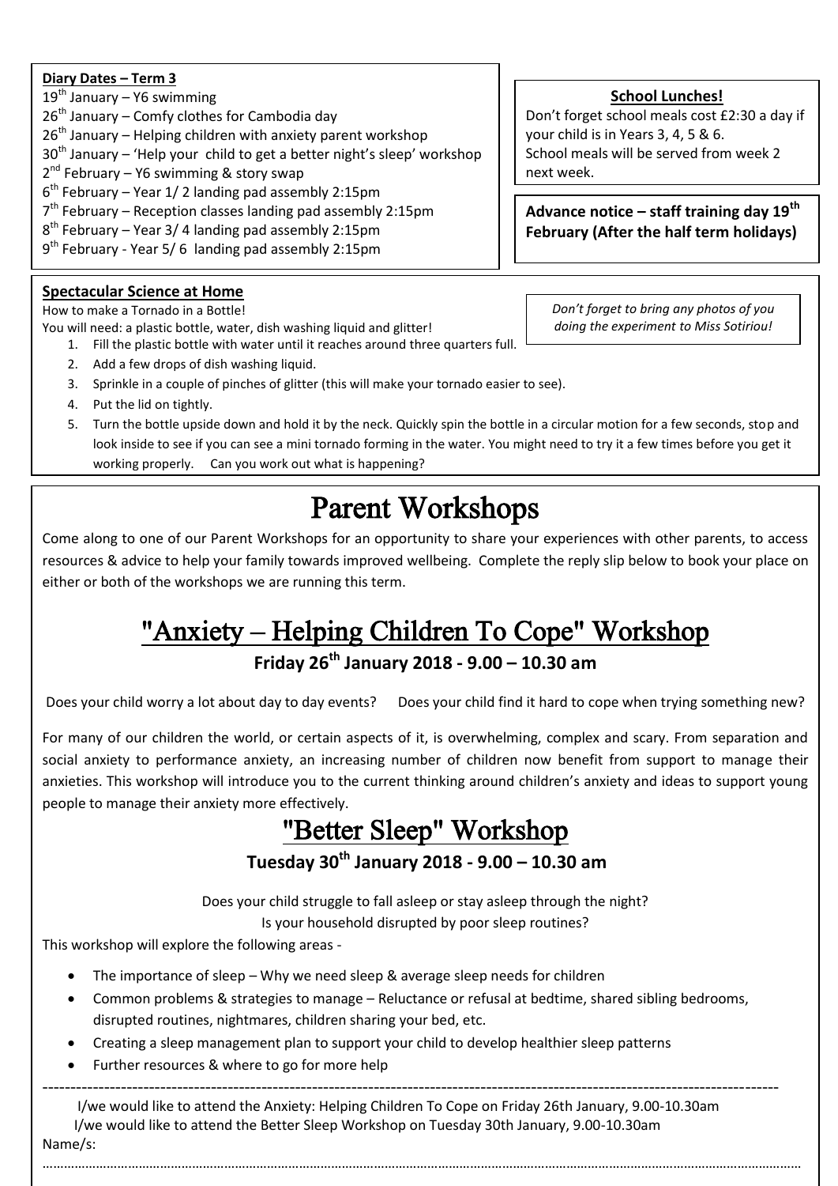**Diary Dates – Term 3**

19th January – Y6 swimming
26th January – Comfy clothes for Cambodia day
26th January – Helping children with anxiety parent workshop
30th January – 'Help your child to get a better night's sleep' workshop
2nd February – Y6 swimming & story swap
6th February – Year 1/ 2 landing pad assembly 2:15pm
7th February – Reception classes landing pad assembly 2:15pm
8th February – Year 3/ 4 landing pad assembly 2:15pm
9th February - Year 5/ 6 landing pad assembly 2:15pm

**School Lunches!**

Don't forget school meals cost £2:30 a day if your child is in Years 3, 4, 5 & 6.
School meals will be served from week 2 next week.

**Advance notice – staff training day 19th February (After the half term holidays)**

**Spectacular Science at Home**

How to make a Tornado in a Bottle!
You will need: a plastic bottle, water, dish washing liquid and glitter!

1. Fill the plastic bottle with water until it reaches around three quarters full.
2. Add a few drops of dish washing liquid.
3. Sprinkle in a couple of pinches of glitter (this will make your tornado easier to see).
4. Put the lid on tightly.
5. Turn the bottle upside down and hold it by the neck. Quickly spin the bottle in a circular motion for a few seconds, stop and look inside to see if you can see a mini tornado forming in the water. You might need to try it a few times before you get it working properly. Can you work out what is happening?

*Don't forget to bring any photos of you doing the experiment to Miss Sotiriou!*

# Parent Workshops

Come along to one of our Parent Workshops for an opportunity to share your experiences with other parents, to access resources & advice to help your family towards improved wellbeing. Complete the reply slip below to book your place on either or both of the workshops we are running this term.

## "Anxiety – Helping Children To Cope" Workshop

### Friday 26th January 2018 - 9.00 – 10.30 am

Does your child worry a lot about day to day events? Does your child find it hard to cope when trying something new?

For many of our children the world, or certain aspects of it, is overwhelming, complex and scary. From separation and social anxiety to performance anxiety, an increasing number of children now benefit from support to manage their anxieties. This workshop will introduce you to the current thinking around children's anxiety and ideas to support young people to manage their anxiety more effectively.

## "Better Sleep" Workshop

### Tuesday 30th January 2018 - 9.00 – 10.30 am

Does your child struggle to fall asleep or stay asleep through the night?
Is your household disrupted by poor sleep routines?

This workshop will explore the following areas -

- The importance of sleep – Why we need sleep & average sleep needs for children
- Common problems & strategies to manage – Reluctance or refusal at bedtime, shared sibling bedrooms, disrupted routines, nightmares, children sharing your bed, etc.
- Creating a sleep management plan to support your child to develop healthier sleep patterns
- Further resources & where to go for more help

---

I/we would like to attend the Anxiety: Helping Children To Cope on Friday 26th January, 9.00-10.30am
I/we would like to attend the Better Sleep Workshop on Tuesday 30th January, 9.00-10.30am
Name/s:
…………………………………………………………………………………………………………………………………………………………